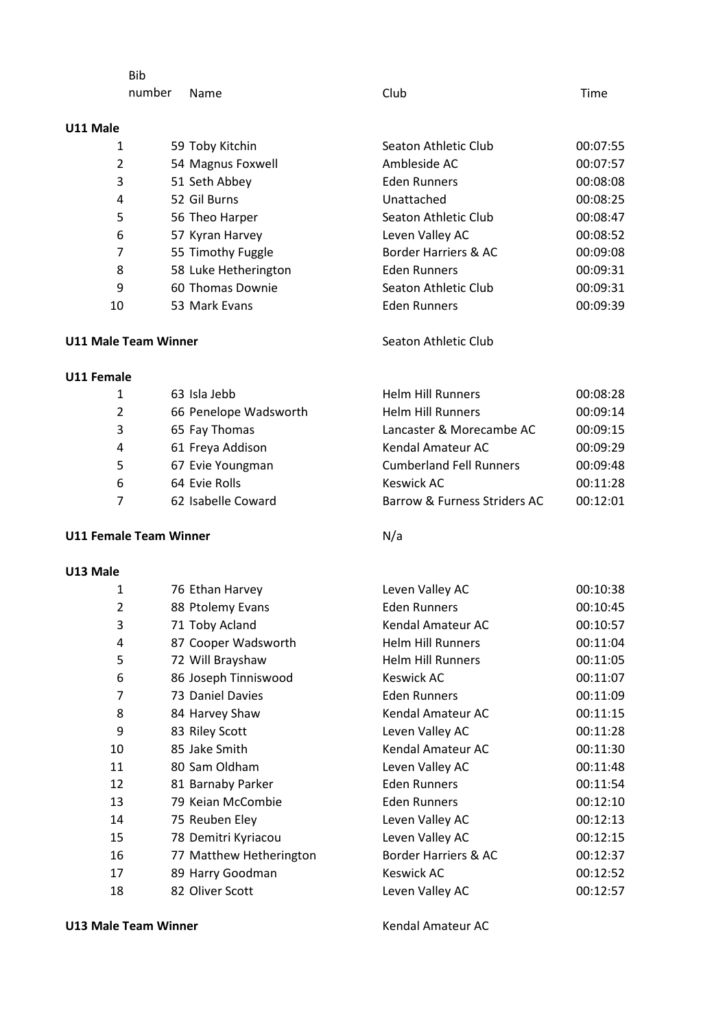| | Bib number | Name | Club | Time |
|---|---|---|---|---|
| **U11 Male** | | | | |
| 1 | 59 | Toby Kitchin | Seaton Athletic Club | 00:07:55 |
| 2 | 54 | Magnus Foxwell | Ambleside AC | 00:07:57 |
| 3 | 51 | Seth Abbey | Eden Runners | 00:08:08 |
| 4 | 52 | Gil Burns | Unattached | 00:08:25 |
| 5 | 56 | Theo Harper | Seaton Athletic Club | 00:08:47 |
| 6 | 57 | Kyran Harvey | Leven Valley AC | 00:08:52 |
| 7 | 55 | Timothy Fuggle | Border Harriers & AC | 00:09:08 |
| 8 | 58 | Luke Hetherington | Eden Runners | 00:09:31 |
| 9 | 60 | Thomas Downie | Seaton Athletic Club | 00:09:31 |
| 10 | 53 | Mark Evans | Eden Runners | 00:09:39 |
| **U11 Male Team Winner** | | | Seaton Athletic Club | |
| **U11 Female** | | | | |
| 1 | 63 | Isla Jebb | Helm Hill Runners | 00:08:28 |
| 2 | 66 | Penelope Wadsworth | Helm Hill Runners | 00:09:14 |
| 3 | 65 | Fay Thomas | Lancaster & Morecambe AC | 00:09:15 |
| 4 | 61 | Freya Addison | Kendal Amateur AC | 00:09:29 |
| 5 | 67 | Evie Youngman | Cumberland Fell Runners | 00:09:48 |
| 6 | 64 | Evie Rolls | Keswick AC | 00:11:28 |
| 7 | 62 | Isabelle Coward | Barrow & Furness Striders AC | 00:12:01 |
| **U11 Female Team Winner** | | | N/a | |
| **U13 Male** | | | | |
| 1 | 76 | Ethan Harvey | Leven Valley AC | 00:10:38 |
| 2 | 88 | Ptolemy Evans | Eden Runners | 00:10:45 |
| 3 | 71 | Toby Acland | Kendal Amateur AC | 00:10:57 |
| 4 | 87 | Cooper Wadsworth | Helm Hill Runners | 00:11:04 |
| 5 | 72 | Will Brayshaw | Helm Hill Runners | 00:11:05 |
| 6 | 86 | Joseph Tinniswood | Keswick AC | 00:11:07 |
| 7 | 73 | Daniel Davies | Eden Runners | 00:11:09 |
| 8 | 84 | Harvey Shaw | Kendal Amateur AC | 00:11:15 |
| 9 | 83 | Riley Scott | Leven Valley AC | 00:11:28 |
| 10 | 85 | Jake Smith | Kendal Amateur AC | 00:11:30 |
| 11 | 80 | Sam Oldham | Leven Valley AC | 00:11:48 |
| 12 | 81 | Barnaby Parker | Eden Runners | 00:11:54 |
| 13 | 79 | Keian McCombie | Eden Runners | 00:12:10 |
| 14 | 75 | Reuben Eley | Leven Valley AC | 00:12:13 |
| 15 | 78 | Demitri Kyriacou | Leven Valley AC | 00:12:15 |
| 16 | 77 | Matthew Hetherington | Border Harriers & AC | 00:12:37 |
| 17 | 89 | Harry Goodman | Keswick AC | 00:12:52 |
| 18 | 82 | Oliver Scott | Leven Valley AC | 00:12:57 |
| **U13 Male Team Winner** | | | Kendal Amateur AC | |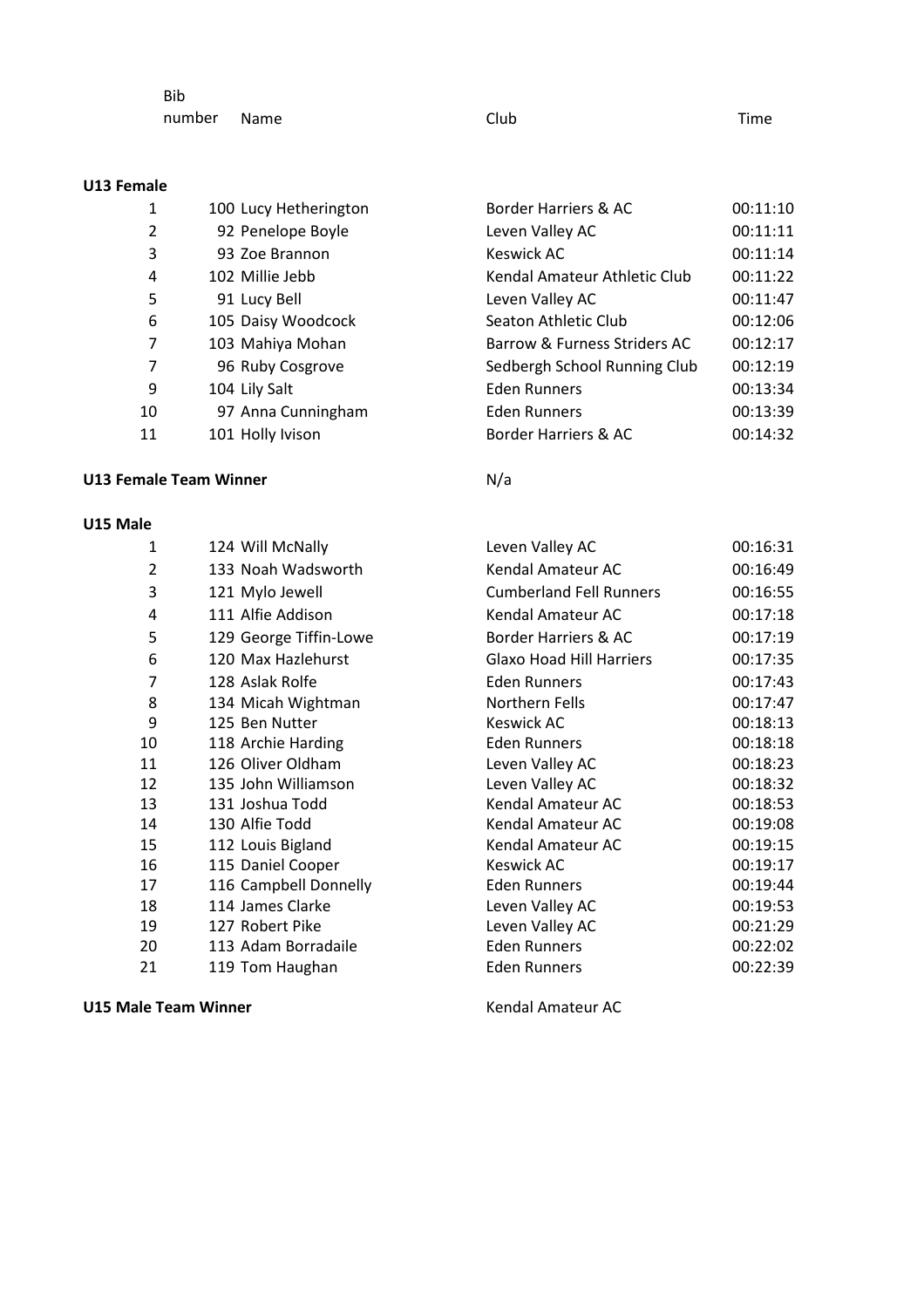| | Bib number | Name | Club | Time |
|---|---|---|---|---|
| **U13 Female** | | | | |
| 1 | 100 | Lucy Hetherington | Border Harriers & AC | 00:11:10 |
| 2 | 92 | Penelope Boyle | Leven Valley AC | 00:11:11 |
| 3 | 93 | Zoe Brannon | Keswick AC | 00:11:14 |
| 4 | 102 | Millie Jebb | Kendal Amateur Athletic Club | 00:11:22 |
| 5 | 91 | Lucy Bell | Leven Valley AC | 00:11:47 |
| 6 | 105 | Daisy Woodcock | Seaton Athletic Club | 00:12:06 |
| 7 | 103 | Mahiya Mohan | Barrow & Furness Striders AC | 00:12:17 |
| 7 | 96 | Ruby Cosgrove | Sedbergh School Running Club | 00:12:19 |
| 9 | 104 | Lily Salt | Eden Runners | 00:13:34 |
| 10 | 97 | Anna Cunningham | Eden Runners | 00:13:39 |
| 11 | 101 | Holly Ivison | Border Harriers & AC | 00:14:32 |
| **U13 Female Team Winner** | | | N/a | |
| **U15 Male** | | | | |
| 1 | 124 | Will McNally | Leven Valley AC | 00:16:31 |
| 2 | 133 | Noah Wadsworth | Kendal Amateur AC | 00:16:49 |
| 3 | 121 | Mylo Jewell | Cumberland Fell Runners | 00:16:55 |
| 4 | 111 | Alfie Addison | Kendal Amateur AC | 00:17:18 |
| 5 | 129 | George Tiffin-Lowe | Border Harriers & AC | 00:17:19 |
| 6 | 120 | Max Hazlehurst | Glaxo Hoad Hill Harriers | 00:17:35 |
| 7 | 128 | Aslak Rolfe | Eden Runners | 00:17:43 |
| 8 | 134 | Micah Wightman | Northern Fells | 00:17:47 |
| 9 | 125 | Ben Nutter | Keswick AC | 00:18:13 |
| 10 | 118 | Archie Harding | Eden Runners | 00:18:18 |
| 11 | 126 | Oliver Oldham | Leven Valley AC | 00:18:23 |
| 12 | 135 | John Williamson | Leven Valley AC | 00:18:32 |
| 13 | 131 | Joshua Todd | Kendal Amateur AC | 00:18:53 |
| 14 | 130 | Alfie Todd | Kendal Amateur AC | 00:19:08 |
| 15 | 112 | Louis Bigland | Kendal Amateur AC | 00:19:15 |
| 16 | 115 | Daniel Cooper | Keswick AC | 00:19:17 |
| 17 | 116 | Campbell Donnelly | Eden Runners | 00:19:44 |
| 18 | 114 | James Clarke | Leven Valley AC | 00:19:53 |
| 19 | 127 | Robert Pike | Leven Valley AC | 00:21:29 |
| 20 | 113 | Adam Borradaile | Eden Runners | 00:22:02 |
| 21 | 119 | Tom Haughan | Eden Runners | 00:22:39 |
| **U15 Male Team Winner** | | | Kendal Amateur AC | |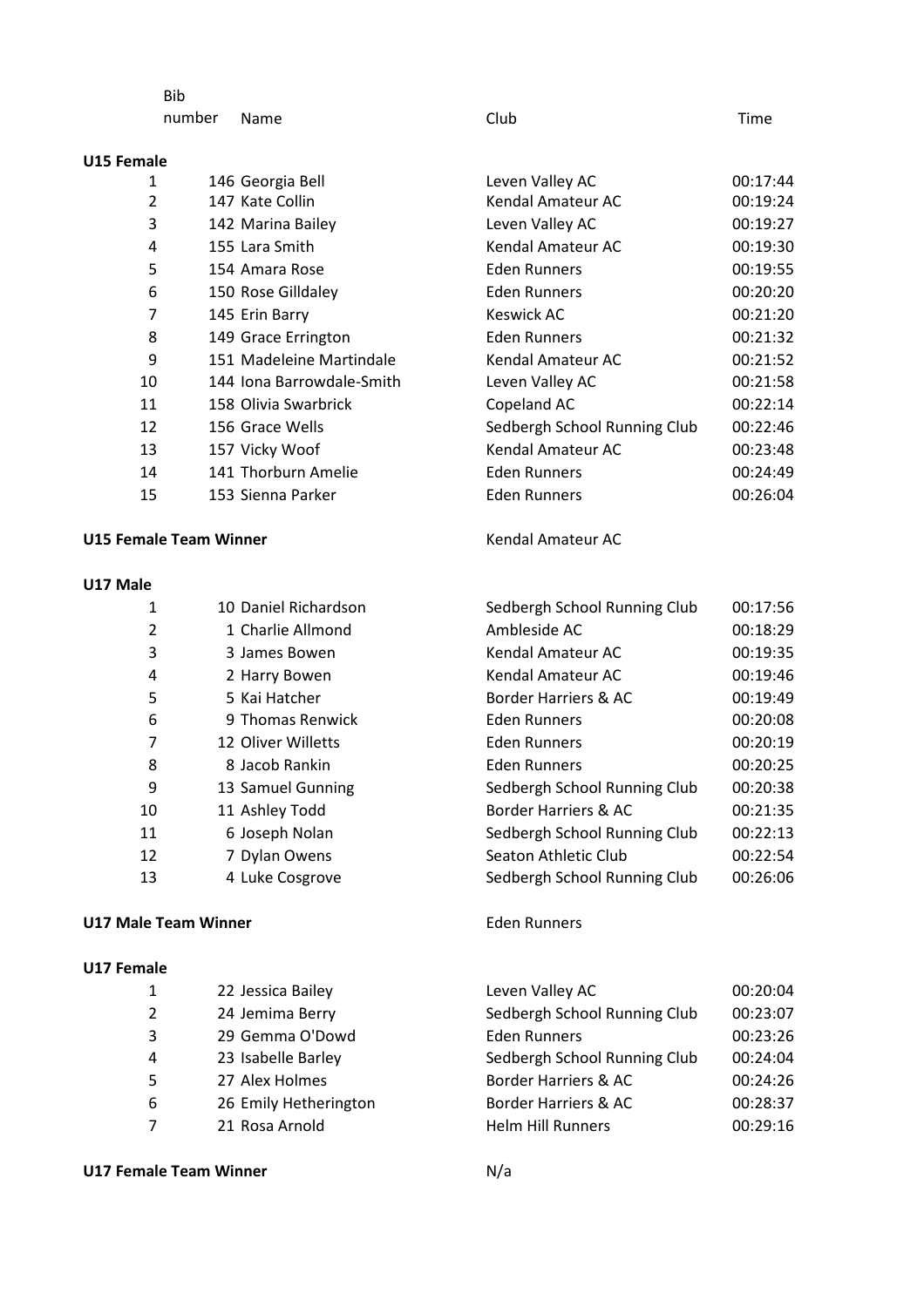| | Bib number | Name | Club | Time |
|---|---|---|---|---|
| **U15 Female** | | | | |
| 1 | 146 | Georgia Bell | Leven Valley AC | 00:17:44 |
| 2 | 147 | Kate Collin | Kendal Amateur AC | 00:19:24 |
| 3 | 142 | Marina Bailey | Leven Valley AC | 00:19:27 |
| 4 | 155 | Lara Smith | Kendal Amateur AC | 00:19:30 |
| 5 | 154 | Amara Rose | Eden Runners | 00:19:55 |
| 6 | 150 | Rose Gilldaley | Eden Runners | 00:20:20 |
| 7 | 145 | Erin Barry | Keswick AC | 00:21:20 |
| 8 | 149 | Grace Errington | Eden Runners | 00:21:32 |
| 9 | 151 | Madeleine Martindale | Kendal Amateur AC | 00:21:52 |
| 10 | 144 | Iona Barrowdale-Smith | Leven Valley AC | 00:21:58 |
| 11 | 158 | Olivia Swarbrick | Copeland AC | 00:22:14 |
| 12 | 156 | Grace Wells | Sedbergh School Running Club | 00:22:46 |
| 13 | 157 | Vicky Woof | Kendal Amateur AC | 00:23:48 |
| 14 | 141 | Thorburn Amelie | Eden Runners | 00:24:49 |
| 15 | 153 | Sienna Parker | Eden Runners | 00:26:04 |
| **U15 Female Team Winner** | | | Kendal Amateur AC | |
| **U17 Male** | | | | |
| 1 | 10 | Daniel Richardson | Sedbergh School Running Club | 00:17:56 |
| 2 | 1 | Charlie Allmond | Ambleside AC | 00:18:29 |
| 3 | 3 | James Bowen | Kendal Amateur AC | 00:19:35 |
| 4 | 2 | Harry Bowen | Kendal Amateur AC | 00:19:46 |
| 5 | 5 | Kai Hatcher | Border Harriers & AC | 00:19:49 |
| 6 | 9 | Thomas Renwick | Eden Runners | 00:20:08 |
| 7 | 12 | Oliver Willetts | Eden Runners | 00:20:19 |
| 8 | 8 | Jacob Rankin | Eden Runners | 00:20:25 |
| 9 | 13 | Samuel Gunning | Sedbergh School Running Club | 00:20:38 |
| 10 | 11 | Ashley Todd | Border Harriers & AC | 00:21:35 |
| 11 | 6 | Joseph Nolan | Sedbergh School Running Club | 00:22:13 |
| 12 | 7 | Dylan Owens | Seaton Athletic Club | 00:22:54 |
| 13 | 4 | Luke Cosgrove | Sedbergh School Running Club | 00:26:06 |
| **U17 Male Team Winner** | | | Eden Runners | |
| **U17 Female** | | | | |
| 1 | 22 | Jessica Bailey | Leven Valley AC | 00:20:04 |
| 2 | 24 | Jemima Berry | Sedbergh School Running Club | 00:23:07 |
| 3 | 29 | Gemma O'Dowd | Eden Runners | 00:23:26 |
| 4 | 23 | Isabelle Barley | Sedbergh School Running Club | 00:24:04 |
| 5 | 27 | Alex Holmes | Border Harriers & AC | 00:24:26 |
| 6 | 26 | Emily Hetherington | Border Harriers & AC | 00:28:37 |
| 7 | 21 | Rosa Arnold | Helm Hill Runners | 00:29:16 |
| **U17 Female Team Winner** | | | N/a | |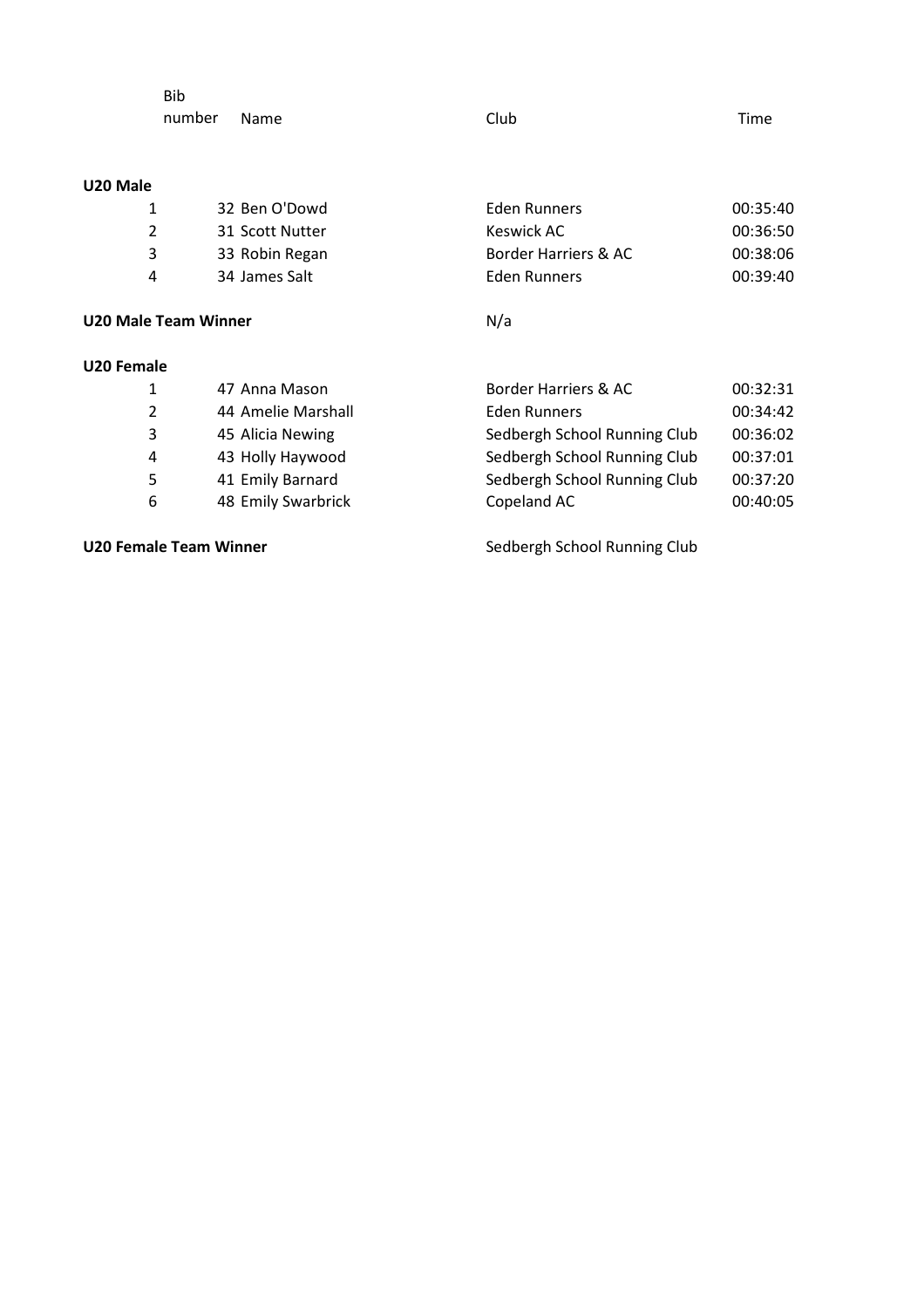| | Bib number | Name | Club | Time |
|---|---|---|---|---|
| **U20 Male** | | | | |
| 1 | 32 | Ben O'Dowd | Eden Runners | 00:35:40 |
| 2 | 31 | Scott Nutter | Keswick AC | 00:36:50 |
| 3 | 33 | Robin Regan | Border Harriers & AC | 00:38:06 |
| 4 | 34 | James Salt | Eden Runners | 00:39:40 |
| **U20 Male Team Winner** | | | N/a | |
| **U20 Female** | | | | |
| 1 | 47 | Anna Mason | Border Harriers & AC | 00:32:31 |
| 2 | 44 | Amelie Marshall | Eden Runners | 00:34:42 |
| 3 | 45 | Alicia Newing | Sedbergh School Running Club | 00:36:02 |
| 4 | 43 | Holly Haywood | Sedbergh School Running Club | 00:37:01 |
| 5 | 41 | Emily Barnard | Sedbergh School Running Club | 00:37:20 |
| 6 | 48 | Emily Swarbrick | Copeland AC | 00:40:05 |
| **U20 Female Team Winner** | | | Sedbergh School Running Club | |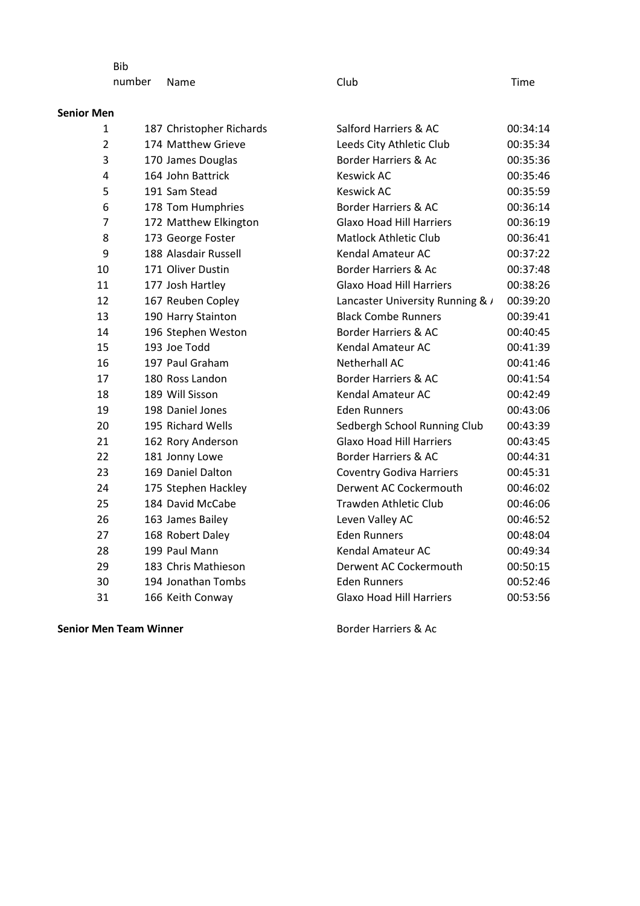| | Bib number | Name | Club | Time |
|---|---|---|---|---|
| **Senior Men** | | | | |
| 1 | 187 | Christopher Richards | Salford Harriers & AC | 00:34:14 |
| 2 | 174 | Matthew Grieve | Leeds City Athletic Club | 00:35:34 |
| 3 | 170 | James Douglas | Border Harriers & Ac | 00:35:36 |
| 4 | 164 | John Battrick | Keswick AC | 00:35:46 |
| 5 | 191 | Sam Stead | Keswick AC | 00:35:59 |
| 6 | 178 | Tom Humphries | Border Harriers & AC | 00:36:14 |
| 7 | 172 | Matthew Elkington | Glaxo Hoad Hill Harriers | 00:36:19 |
| 8 | 173 | George Foster | Matlock Athletic Club | 00:36:41 |
| 9 | 188 | Alasdair Russell | Kendal Amateur AC | 00:37:22 |
| 10 | 171 | Oliver Dustin | Border Harriers & Ac | 00:37:48 |
| 11 | 177 | Josh Hartley | Glaxo Hoad Hill Harriers | 00:38:26 |
| 12 | 167 | Reuben Copley | Lancaster University Running & / | 00:39:20 |
| 13 | 190 | Harry Stainton | Black Combe Runners | 00:39:41 |
| 14 | 196 | Stephen Weston | Border Harriers & AC | 00:40:45 |
| 15 | 193 | Joe Todd | Kendal Amateur AC | 00:41:39 |
| 16 | 197 | Paul Graham | Netherhall AC | 00:41:46 |
| 17 | 180 | Ross Landon | Border Harriers & AC | 00:41:54 |
| 18 | 189 | Will Sisson | Kendal Amateur AC | 00:42:49 |
| 19 | 198 | Daniel Jones | Eden Runners | 00:43:06 |
| 20 | 195 | Richard Wells | Sedbergh School Running Club | 00:43:39 |
| 21 | 162 | Rory Anderson | Glaxo Hoad Hill Harriers | 00:43:45 |
| 22 | 181 | Jonny Lowe | Border Harriers & AC | 00:44:31 |
| 23 | 169 | Daniel Dalton | Coventry Godiva Harriers | 00:45:31 |
| 24 | 175 | Stephen Hackley | Derwent AC Cockermouth | 00:46:02 |
| 25 | 184 | David McCabe | Trawden Athletic Club | 00:46:06 |
| 26 | 163 | James Bailey | Leven Valley AC | 00:46:52 |
| 27 | 168 | Robert Daley | Eden Runners | 00:48:04 |
| 28 | 199 | Paul Mann | Kendal Amateur AC | 00:49:34 |
| 29 | 183 | Chris Mathieson | Derwent AC Cockermouth | 00:50:15 |
| 30 | 194 | Jonathan Tombs | Eden Runners | 00:52:46 |
| 31 | 166 | Keith Conway | Glaxo Hoad Hill Harriers | 00:53:56 |

**Senior Men Team Winner** Border Harriers & Ac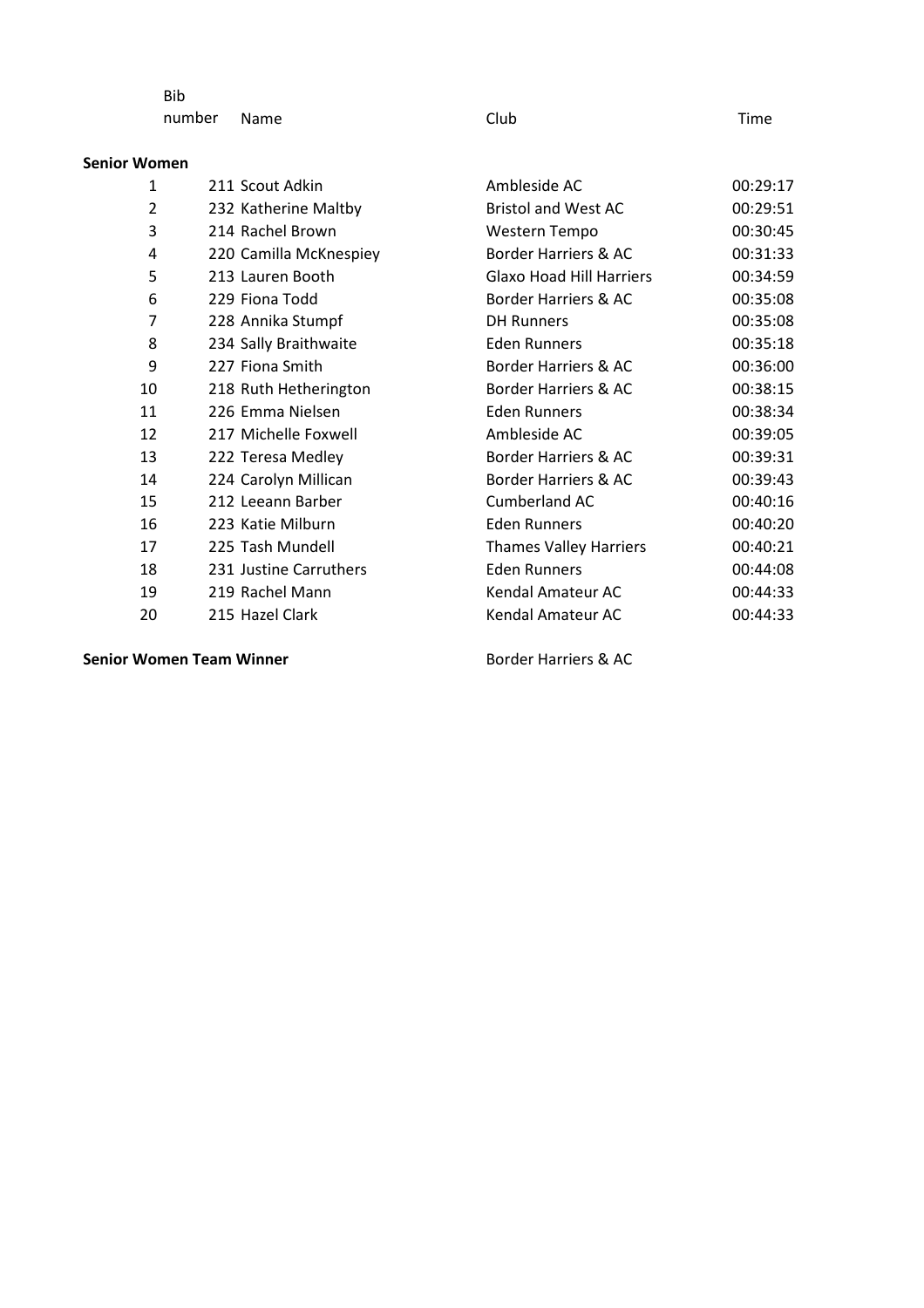| | Bib number | Name | Club | Time |
|---|---|---|---|---|
| **Senior Women** | | | | |
| 1 | 211 | Scout Adkin | Ambleside AC | 00:29:17 |
| 2 | 232 | Katherine Maltby | Bristol and West AC | 00:29:51 |
| 3 | 214 | Rachel Brown | Western Tempo | 00:30:45 |
| 4 | 220 | Camilla McKnespiey | Border Harriers & AC | 00:31:33 |
| 5 | 213 | Lauren Booth | Glaxo Hoad Hill Harriers | 00:34:59 |
| 6 | 229 | Fiona Todd | Border Harriers & AC | 00:35:08 |
| 7 | 228 | Annika Stumpf | DH Runners | 00:35:08 |
| 8 | 234 | Sally Braithwaite | Eden Runners | 00:35:18 |
| 9 | 227 | Fiona Smith | Border Harriers & AC | 00:36:00 |
| 10 | 218 | Ruth Hetherington | Border Harriers & AC | 00:38:15 |
| 11 | 226 | Emma Nielsen | Eden Runners | 00:38:34 |
| 12 | 217 | Michelle Foxwell | Ambleside AC | 00:39:05 |
| 13 | 222 | Teresa Medley | Border Harriers & AC | 00:39:31 |
| 14 | 224 | Carolyn Millican | Border Harriers & AC | 00:39:43 |
| 15 | 212 | Leeann Barber | Cumberland AC | 00:40:16 |
| 16 | 223 | Katie Milburn | Eden Runners | 00:40:20 |
| 17 | 225 | Tash Mundell | Thames Valley Harriers | 00:40:21 |
| 18 | 231 | Justine Carruthers | Eden Runners | 00:44:08 |
| 19 | 219 | Rachel Mann | Kendal Amateur AC | 00:44:33 |
| 20 | 215 | Hazel Clark | Kendal Amateur AC | 00:44:33 |

**Senior Women Team Winner** Border Harriers & AC